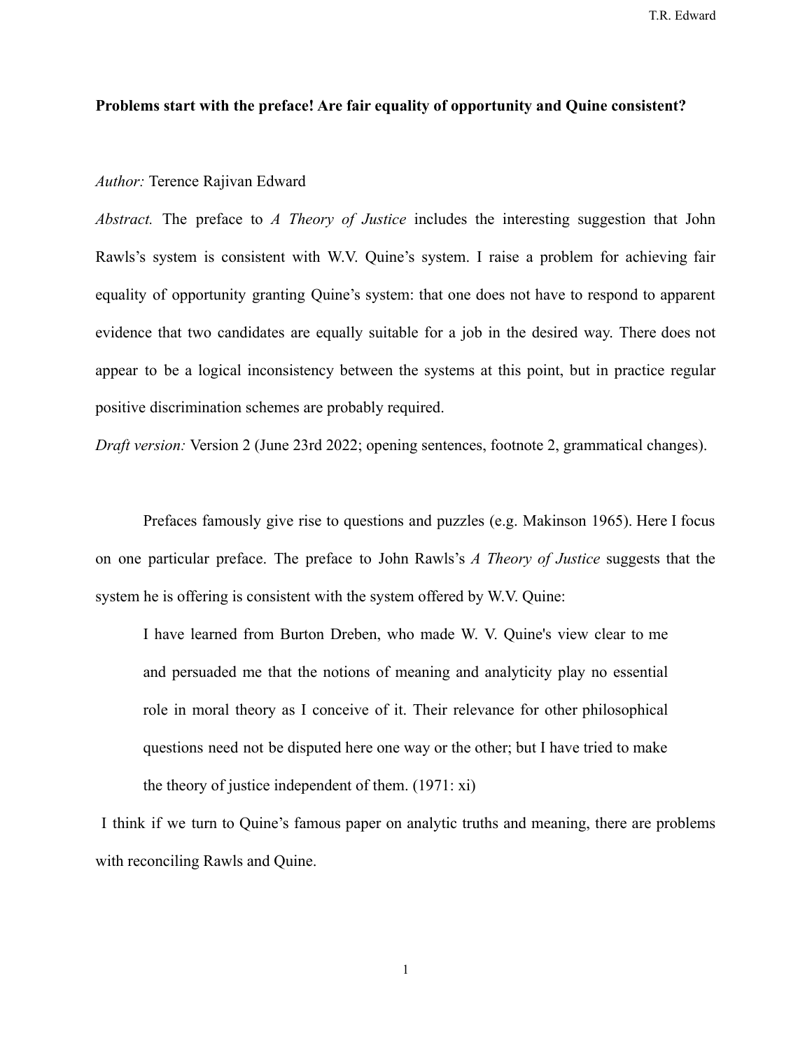**Problems start with the preface! Are fair equality of opportunity and Quine consistent?**

*Author:* Terence Rajivan Edward

*Abstract.* The preface to *A Theory of Justice* includes the interesting suggestion that John Rawls's system is consistent with W.V. Quine's system. I raise a problem for achieving fair equality of opportunity granting Quine's system: that one does not have to respond to apparent evidence that two candidates are equally suitable for a job in the desired way. There does not appear to be a logical inconsistency between the systems at this point, but in practice regular positive discrimination schemes are probably required.

*Draft version:* Version 2 (June 23rd 2022; opening sentences, footnote 2, grammatical changes).

Prefaces famously give rise to questions and puzzles (e.g. Makinson 1965). Here I focus on one particular preface. The preface to John Rawls's *A Theory of Justice* suggests that the system he is offering is consistent with the system offered by W.V. Quine:

> I have learned from Burton Dreben, who made W. V. Quine's view clear to me and persuaded me that the notions of meaning and analyticity play no essential role in moral theory as I conceive of it. Their relevance for other philosophical questions need not be disputed here one way or the other; but I have tried to make the theory of justice independent of them. (1971: xi)

I think if we turn to Quine's famous paper on analytic truths and meaning, there are problems with reconciling Rawls and Quine.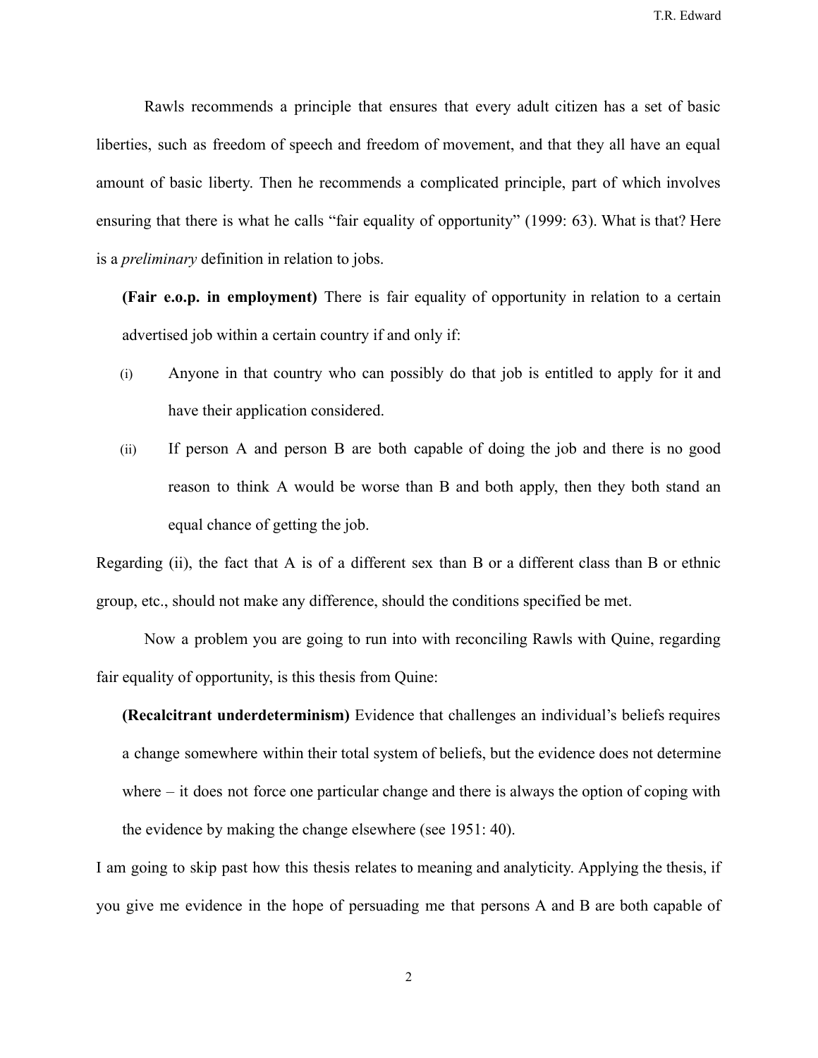Rawls recommends a principle that ensures that every adult citizen has a set of basic liberties, such as freedom of speech and freedom of movement, and that they all have an equal amount of basic liberty. Then he recommends a complicated principle, part of which involves ensuring that there is what he calls "fair equality of opportunity" (1999: 63). What is that? Here is a *preliminary* definition in relation to jobs.

> **(Fair e.o.p. in employment)** There is fair equality of opportunity in relation to a certain advertised job within a certain country if and only if:
>
> (i) Anyone in that country who can possibly do that job is entitled to apply for it and have their application considered.
>
> (ii) If person A and person B are both capable of doing the job and there is no good reason to think A would be worse than B and both apply, then they both stand an equal chance of getting the job.

Regarding (ii), the fact that A is of a different sex than B or a different class than B or ethnic group, etc., should not make any difference, should the conditions specified be met.

Now a problem you are going to run into with reconciling Rawls with Quine, regarding fair equality of opportunity, is this thesis from Quine:

> **(Recalcitrant underdeterminism)** Evidence that challenges an individual's beliefs requires a change somewhere within their total system of beliefs, but the evidence does not determine where – it does not force one particular change and there is always the option of coping with the evidence by making the change elsewhere (see 1951: 40).

I am going to skip past how this thesis relates to meaning and analyticity. Applying the thesis, if you give me evidence in the hope of persuading me that persons A and B are both capable of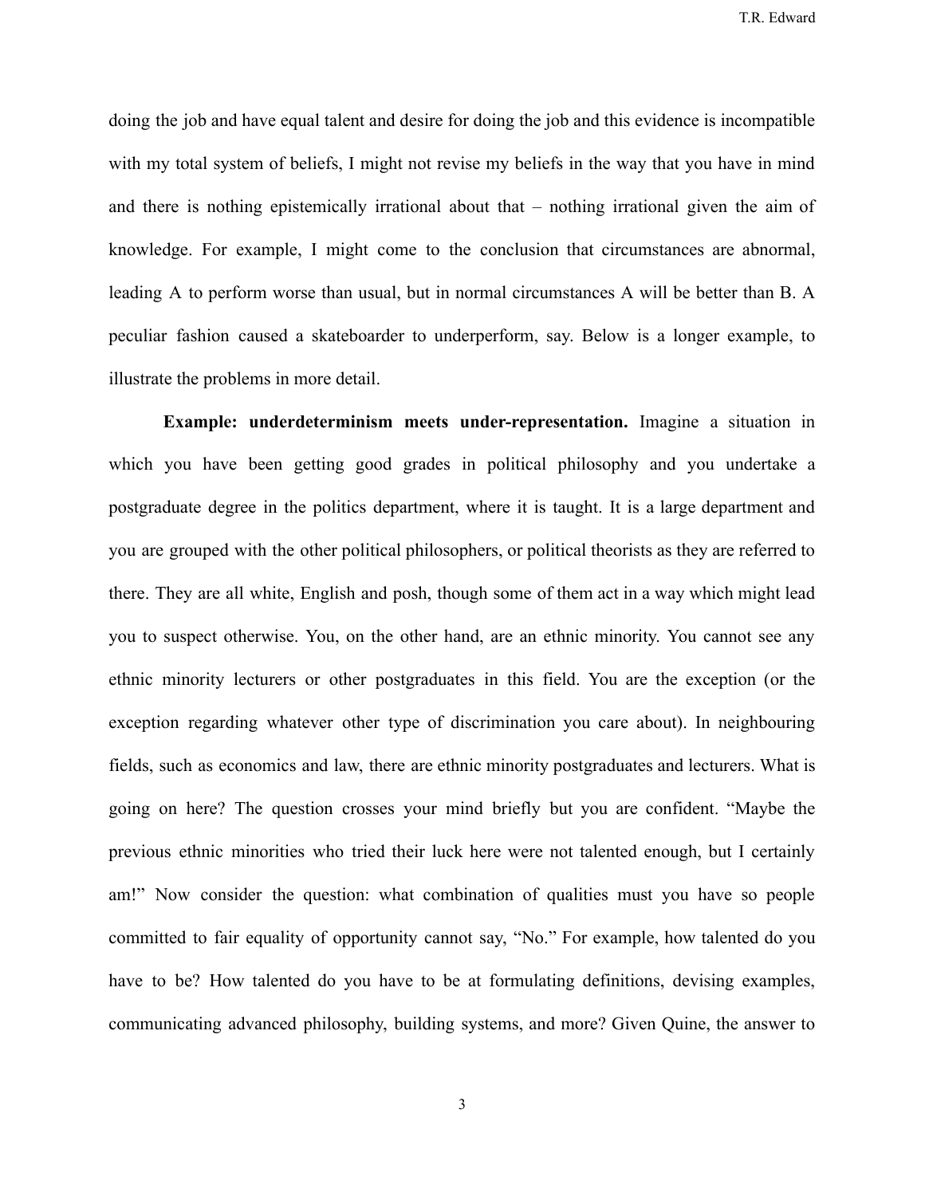doing the job and have equal talent and desire for doing the job and this evidence is incompatible with my total system of beliefs, I might not revise my beliefs in the way that you have in mind and there is nothing epistemically irrational about that – nothing irrational given the aim of knowledge. For example, I might come to the conclusion that circumstances are abnormal, leading A to perform worse than usual, but in normal circumstances A will be better than B. A peculiar fashion caused a skateboarder to underperform, say. Below is a longer example, to illustrate the problems in more detail.

**Example: underdeterminism meets under-representation.** Imagine a situation in which you have been getting good grades in political philosophy and you undertake a postgraduate degree in the politics department, where it is taught. It is a large department and you are grouped with the other political philosophers, or political theorists as they are referred to there. They are all white, English and posh, though some of them act in a way which might lead you to suspect otherwise. You, on the other hand, are an ethnic minority. You cannot see any ethnic minority lecturers or other postgraduates in this field. You are the exception (or the exception regarding whatever other type of discrimination you care about). In neighbouring fields, such as economics and law, there are ethnic minority postgraduates and lecturers. What is going on here? The question crosses your mind briefly but you are confident. "Maybe the previous ethnic minorities who tried their luck here were not talented enough, but I certainly am!" Now consider the question: what combination of qualities must you have so people committed to fair equality of opportunity cannot say, "No." For example, how talented do you have to be? How talented do you have to be at formulating definitions, devising examples, communicating advanced philosophy, building systems, and more? Given Quine, the answer to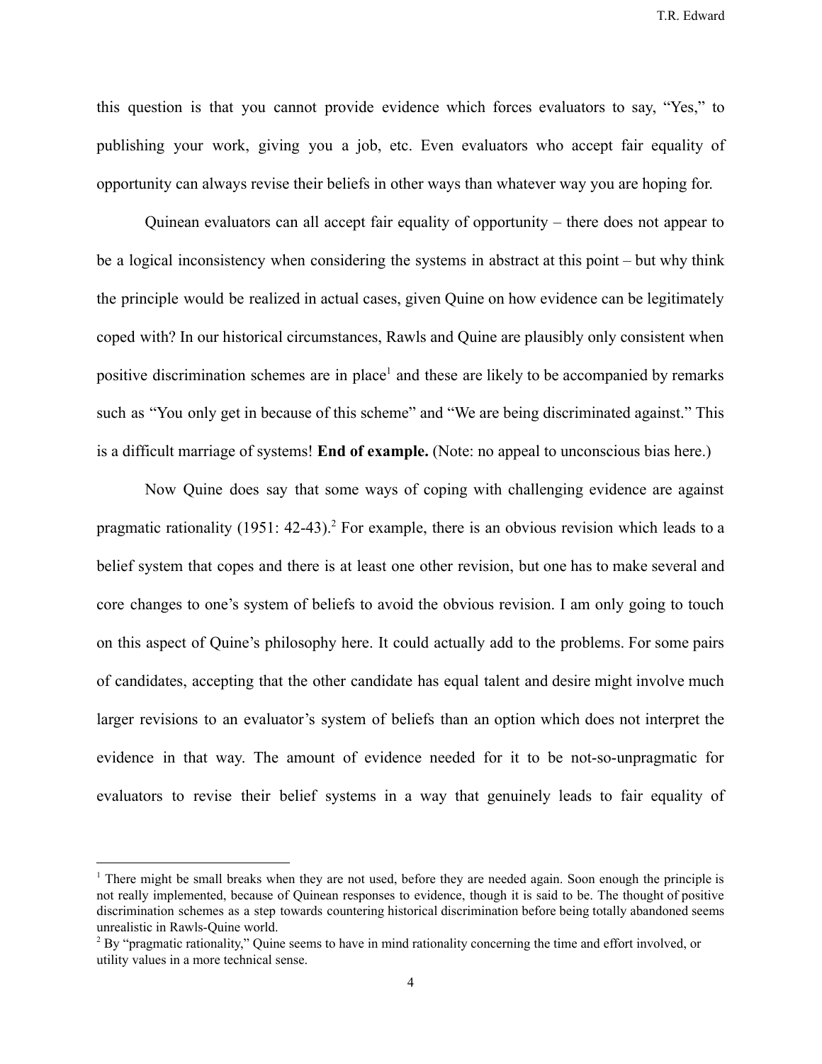this question is that you cannot provide evidence which forces evaluators to say, "Yes," to publishing your work, giving you a job, etc. Even evaluators who accept fair equality of opportunity can always revise their beliefs in other ways than whatever way you are hoping for.

Quinean evaluators can all accept fair equality of opportunity – there does not appear to be a logical inconsistency when considering the systems in abstract at this point – but why think the principle would be realized in actual cases, given Quine on how evidence can be legitimately coped with? In our historical circumstances, Rawls and Quine are plausibly only consistent when positive discrimination schemes are in place[1] and these are likely to be accompanied by remarks such as "You only get in because of this scheme" and "We are being discriminated against." This is a difficult marriage of systems! **End of example.** (Note: no appeal to unconscious bias here.)

Now Quine does say that some ways of coping with challenging evidence are against pragmatic rationality (1951: 42-43).[2] For example, there is an obvious revision which leads to a belief system that copes and there is at least one other revision, but one has to make several and core changes to one's system of beliefs to avoid the obvious revision. I am only going to touch on this aspect of Quine's philosophy here. It could actually add to the problems. For some pairs of candidates, accepting that the other candidate has equal talent and desire might involve much larger revisions to an evaluator's system of beliefs than an option which does not interpret the evidence in that way. The amount of evidence needed for it to be not-so-unpragmatic for evaluators to revise their belief systems in a way that genuinely leads to fair equality of

---

[1] There might be small breaks when they are not used, before they are needed again. Soon enough the principle is not really implemented, because of Quinean responses to evidence, though it is said to be. The thought of positive discrimination schemes as a step towards countering historical discrimination before being totally abandoned seems unrealistic in Rawls-Quine world.

[2] By "pragmatic rationality," Quine seems to have in mind rationality concerning the time and effort involved, or utility values in a more technical sense.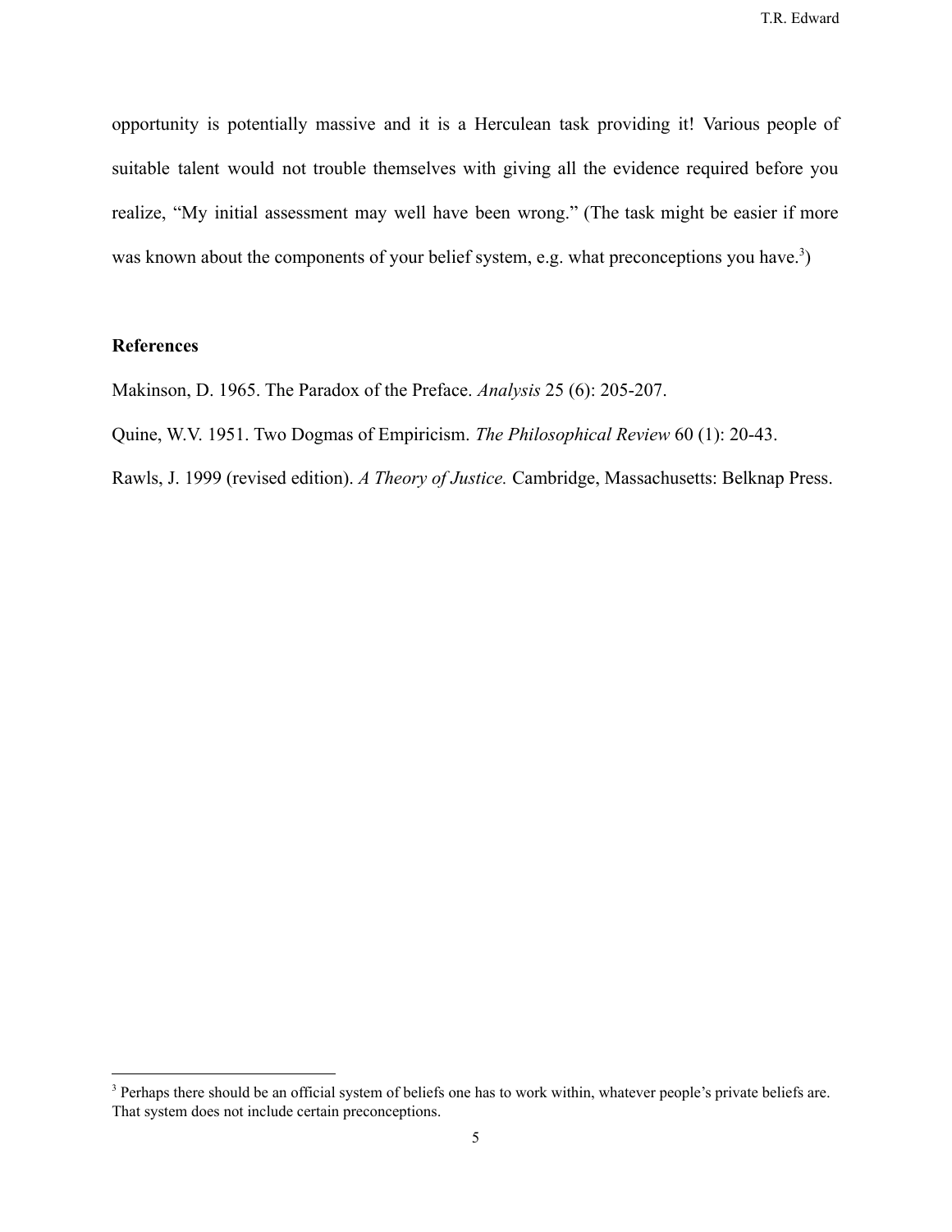opportunity is potentially massive and it is a Herculean task providing it! Various people of suitable talent would not trouble themselves with giving all the evidence required before you realize, "My initial assessment may well have been wrong." (The task might be easier if more was known about the components of your belief system, e.g. what preconceptions you have.[3])

**References**

Makinson, D. 1965. The Paradox of the Preface. *Analysis* 25 (6): 205-207.

Quine, W.V. 1951. Two Dogmas of Empiricism. *The Philosophical Review* 60 (1): 20-43.

Rawls, J. 1999 (revised edition). *A Theory of Justice.* Cambridge, Massachusetts: Belknap Press.

[3] Perhaps there should be an official system of beliefs one has to work within, whatever people's private beliefs are. That system does not include certain preconceptions.